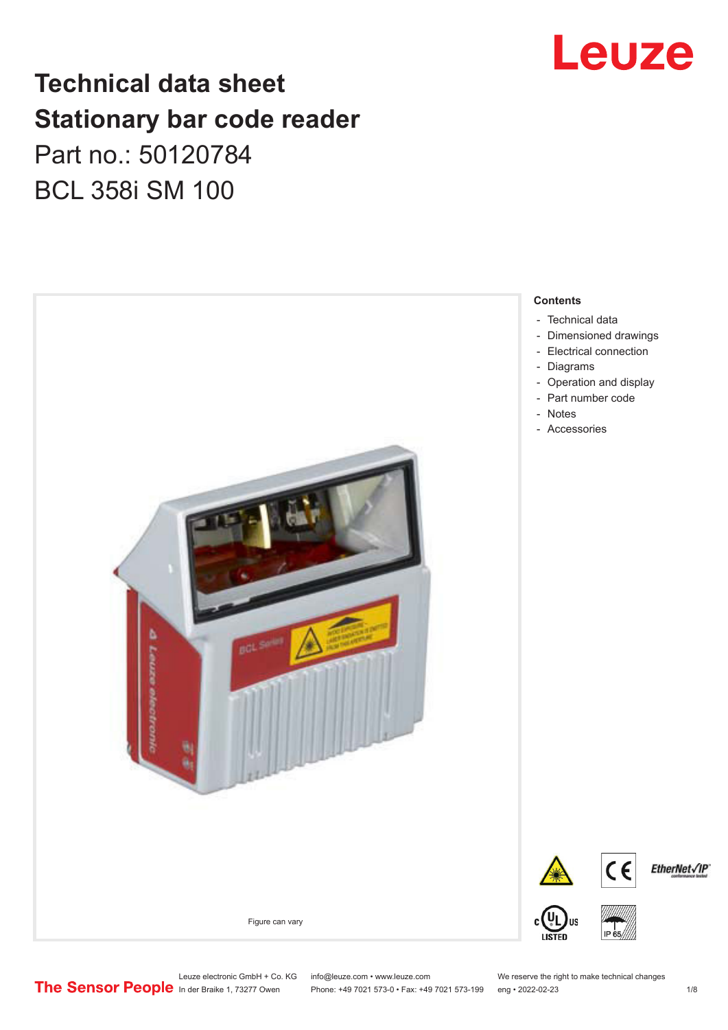# Technical data sheet
# Stationary bar code reader
## Part no.: 50120784
## BCL 358i SM 100

Figure can vary

**Contents**

- Technical data
- Dimensioned drawings
- Electrical connection
- Diagrams
- Operation and display
- Part number code
- Notes
- Accessories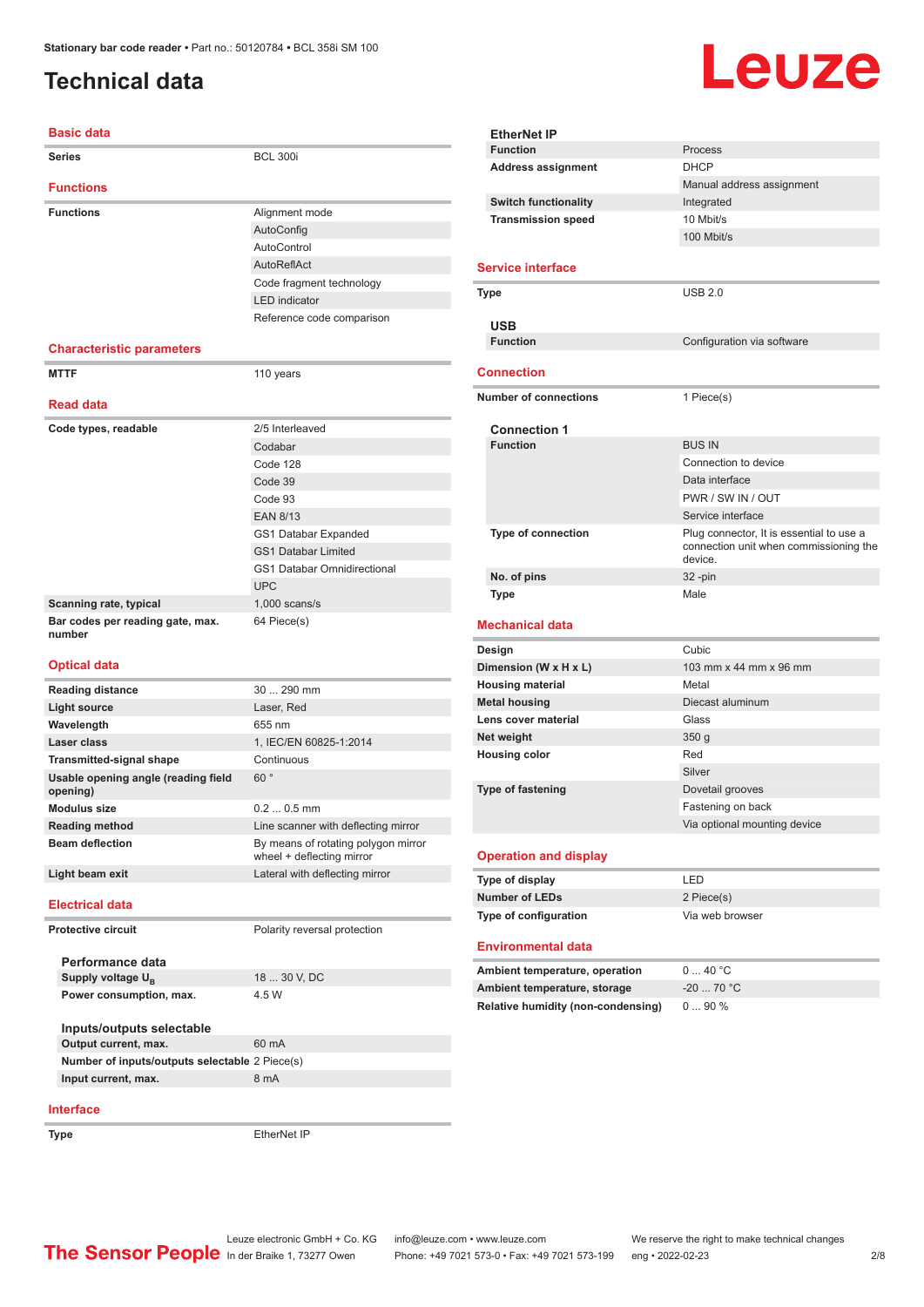Stationary bar code reader • Part no.: 50120784 • BCL 358i SM 100

# Technical data

## Basic data

| | |
|---|---|
| **Series** | BCL 300i |

## Functions

| | |
|---|---|
| **Functions** | Alignment mode |
| | AutoConfig |
| | AutoControl |
| | AutoReflAct |
| | Code fragment technology |
| | LED indicator |
| | Reference code comparison |

## Characteristic parameters

| | |
|---|---|
| **MTTF** | 110 years |

## Read data

| | |
|---|---|
| **Code types, readable** | 2/5 Interleaved |
| | Codabar |
| | Code 128 |
| | Code 39 |
| | Code 93 |
| | EAN 8/13 |
| | GS1 Databar Expanded |
| | GS1 Databar Limited |
| | GS1 Databar Omnidirectional |
| | UPC |
| **Scanning rate, typical** | 1,000 scans/s |
| **Bar codes per reading gate, max. number** | 64 Piece(s) |

## Optical data

| | |
|---|---|
| **Reading distance** | 30 ... 290 mm |
| **Light source** | Laser, Red |
| **Wavelength** | 655 nm |
| **Laser class** | 1, IEC/EN 60825-1:2014 |
| **Transmitted-signal shape** | Continuous |
| **Usable opening angle (reading field opening)** | 60 ° |
| **Modulus size** | 0.2 ... 0.5 mm |
| **Reading method** | Line scanner with deflecting mirror |
| **Beam deflection** | By means of rotating polygon mirror wheel + deflecting mirror |
| **Light beam exit** | Lateral with deflecting mirror |

## Electrical data

| | |
|---|---|
| **Protective circuit** | Polarity reversal protection |

### Performance data

| | |
|---|---|
| **Supply voltage $U_B$** | 18 ... 30 V, DC |
| **Power consumption, max.** | 4.5 W |

### Inputs/outputs selectable

| | |
|---|---|
| **Output current, max.** | 60 mA |
| **Number of inputs/outputs selectable** | 2 Piece(s) |
| **Input current, max.** | 8 mA |

## Interface

| | |
|---|---|
| **Type** | EtherNet IP |

### EtherNet IP

| | |
|---|---|
| **Function** | Process |
| **Address assignment** | DHCP |
| | Manual address assignment |
| **Switch functionality** | Integrated |
| **Transmission speed** | 10 Mbit/s |
| | 100 Mbit/s |

## Service interface

| | |
|---|---|
| **Type** | USB 2.0 |

### USB

| | |
|---|---|
| **Function** | Configuration via software |

## Connection

| | |
|---|---|
| **Number of connections** | 1 Piece(s) |

### Connection 1

| | |
|---|---|
| **Function** | BUS IN |
| | Connection to device |
| | Data interface |
| | PWR / SW IN / OUT |
| | Service interface |
| **Type of connection** | Plug connector, It is essential to use a connection unit when commissioning the device. |
| **No. of pins** | 32 -pin |
| **Type** | Male |

## Mechanical data

| | |
|---|---|
| **Design** | Cubic |
| **Dimension (W x H x L)** | 103 mm x 44 mm x 96 mm |
| **Housing material** | Metal |
| **Metal housing** | Diecast aluminum |
| **Lens cover material** | Glass |
| **Net weight** | 350 g |
| **Housing color** | Red |
| | Silver |
| **Type of fastening** | Dovetail grooves |
| | Fastening on back |
| | Via optional mounting device |

## Operation and display

| | |
|---|---|
| **Type of display** | LED |
| **Number of LEDs** | 2 Piece(s) |
| **Type of configuration** | Via web browser |

## Environmental data

| | |
|---|---|
| **Ambient temperature, operation** | 0 ... 40 °C |
| **Ambient temperature, storage** | -20 ... 70 °C |
| **Relative humidity (non-condensing)** | 0 ... 90 % |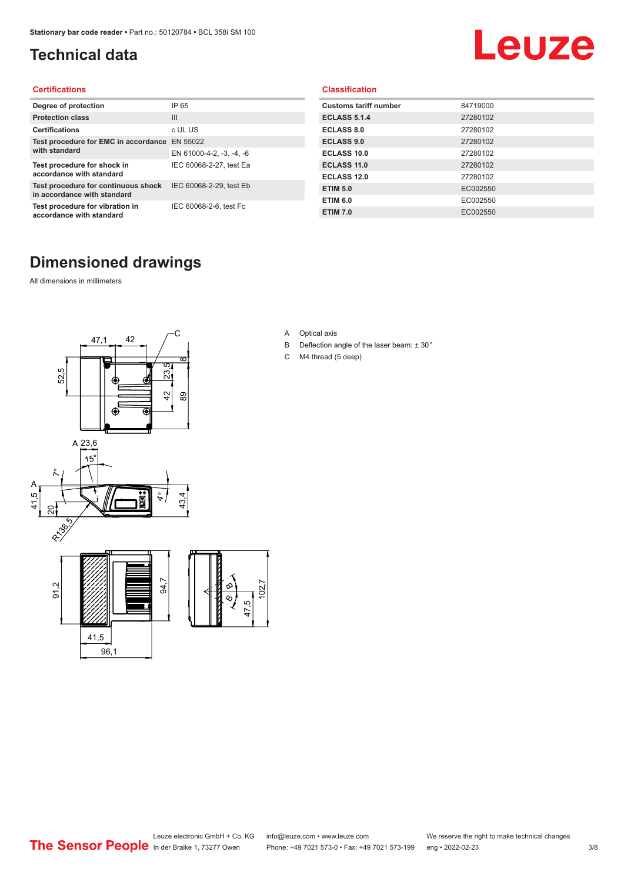# Technical data

### Certifications

| Degree of protection | IP 65 |
|---|---|
| Protection class | III |
| Certifications | c UL US |
| Test procedure for EMC in accordance with standard | EN 55022 |
| | EN 61000-4-2, -3, -4, -6 |
| Test procedure for shock in accordance with standard | IEC 60068-2-27, test Ea |
| Test procedure for continuous shock in accordance with standard | IEC 60068-2-29, test Eb |
| Test procedure for vibration in accordance with standard | IEC 60068-2-6, test Fc |

### Classification

| Customs tariff number | 84719000 |
|---|---|
| ECLASS 5.1.4 | 27280102 |
| ECLASS 8.0 | 27280102 |
| ECLASS 9.0 | 27280102 |
| ECLASS 10.0 | 27280102 |
| ECLASS 11.0 | 27280102 |
| ECLASS 12.0 | 27280102 |
| ETIM 5.0 | EC002550 |
| ETIM 6.0 | EC002550 |
| ETIM 7.0 | EC002550 |

# Dimensioned drawings

All dimensions in millimeters

A Optical axis

B Deflection angle of the laser beam: ± 30 °

C M4 thread (5 deep)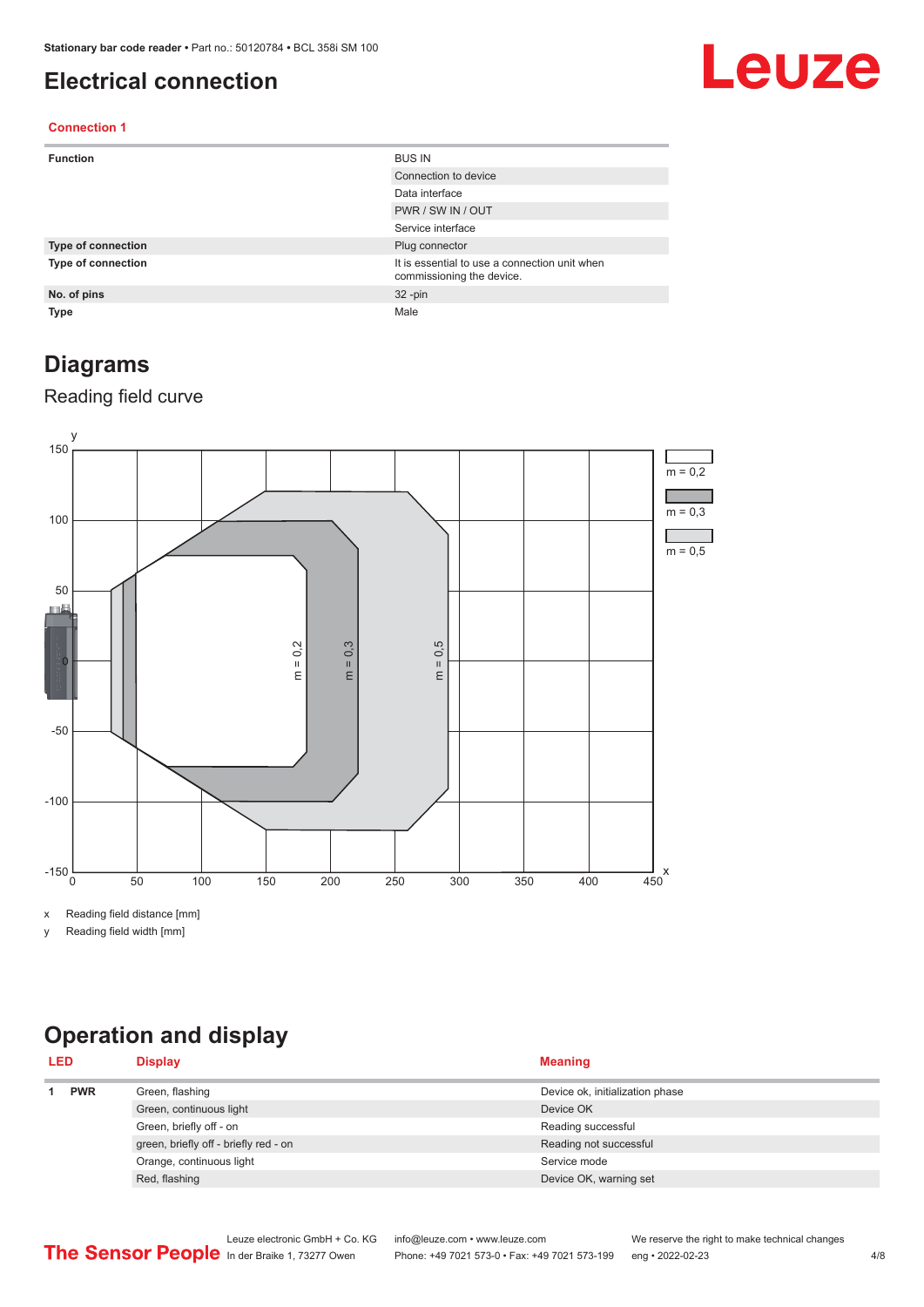# Electrical connection

### Connection 1

| | |
|---|---|
| **Function** | BUS IN |
| | Connection to device |
| | Data interface |
| | PWR / SW IN / OUT |
| | Service interface |
| **Type of connection** | Plug connector |
| **Type of connection** | It is essential to use a connection unit when commissioning the device. |
| **No. of pins** | 32 -pin |
| **Type** | Male |

# Diagrams

## Reading field curve

x Reading field distance [mm]

y Reading field width [mm]

# Operation and display

| LED | | Display | Meaning |
|---|---|---|---|
| 1 | **PWR** | Green, flashing | Device ok, initialization phase |
| | | Green, continuous light | Device OK |
| | | Green, briefly off - on | Reading successful |
| | | green, briefly off - briefly red - on | Reading not successful |
| | | Orange, continuous light | Service mode |
| | | Red, flashing | Device OK, warning set |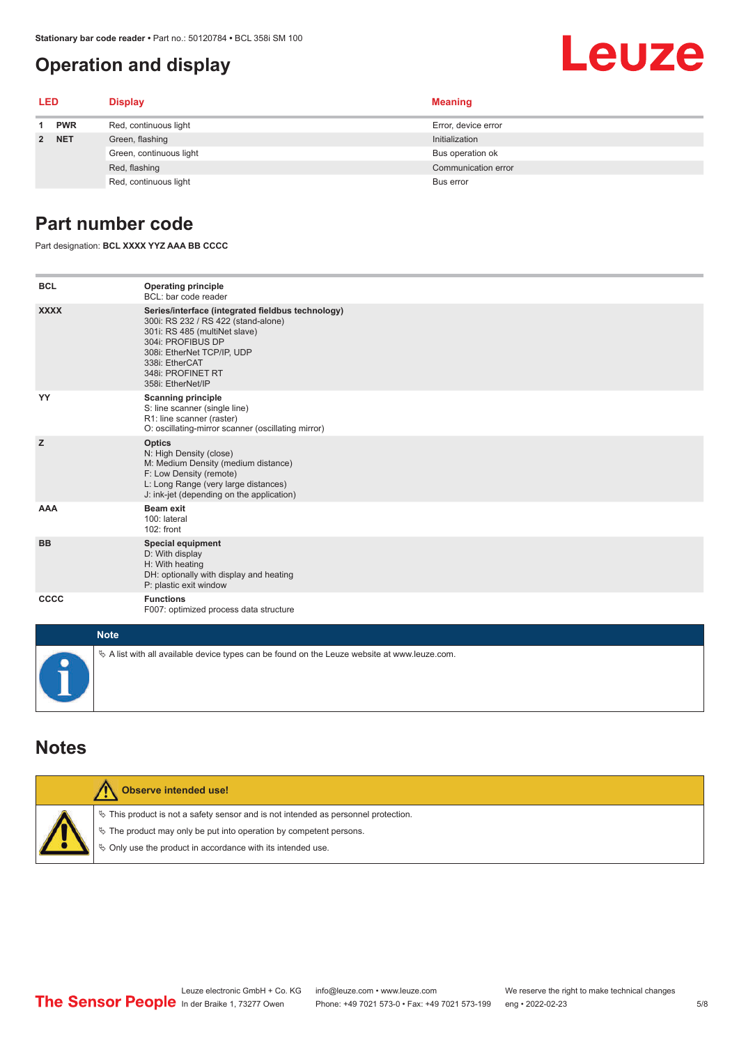## Operation and display

| LED | | Display | Meaning |
|---|---|---|---|
| 1 | PWR | Red, continuous light | Error, device error |
| 2 | NET | Green, flashing | Initialization |
| | | Green, continuous light | Bus operation ok |
| | | Red, flashing | Communication error |
| | | Red, continuous light | Bus error |

## Part number code

Part designation: **BCL XXXX YYZ AAA BB CCCC**

| | |
|---|---|
| **BCL** | **Operating principle**<br>BCL: bar code reader |
| **XXXX** | **Series/interface (integrated fieldbus technology)**<br>300i: RS 232 / RS 422 (stand-alone)<br>301i: RS 485 (multiNet slave)<br>304i: PROFIBUS DP<br>308i: EtherNet TCP/IP, UDP<br>338i: EtherCAT<br>348i: PROFINET RT<br>358i: EtherNet/IP |
| **YY** | **Scanning principle**<br>S: line scanner (single line)<br>R1: line scanner (raster)<br>O: oscillating-mirror scanner (oscillating mirror) |
| **Z** | **Optics**<br>N: High Density (close)<br>M: Medium Density (medium distance)<br>F: Low Density (remote)<br>L: Long Range (very large distances)<br>J: ink-jet (depending on the application) |
| **AAA** | **Beam exit**<br>100: lateral<br>102: front |
| **BB** | **Special equipment**<br>D: With display<br>H: With heating<br>DH: optionally with display and heating<br>P: plastic exit window |
| **CCCC** | **Functions**<br>F007: optimized process data structure |

**Note**

- A list with all available device types can be found on the Leuze website at www.leuze.com.

## Notes

**Observe intended use!**

- This product is not a safety sensor and is not intended as personnel protection.
- The product may only be put into operation by competent persons.
- Only use the product in accordance with its intended use.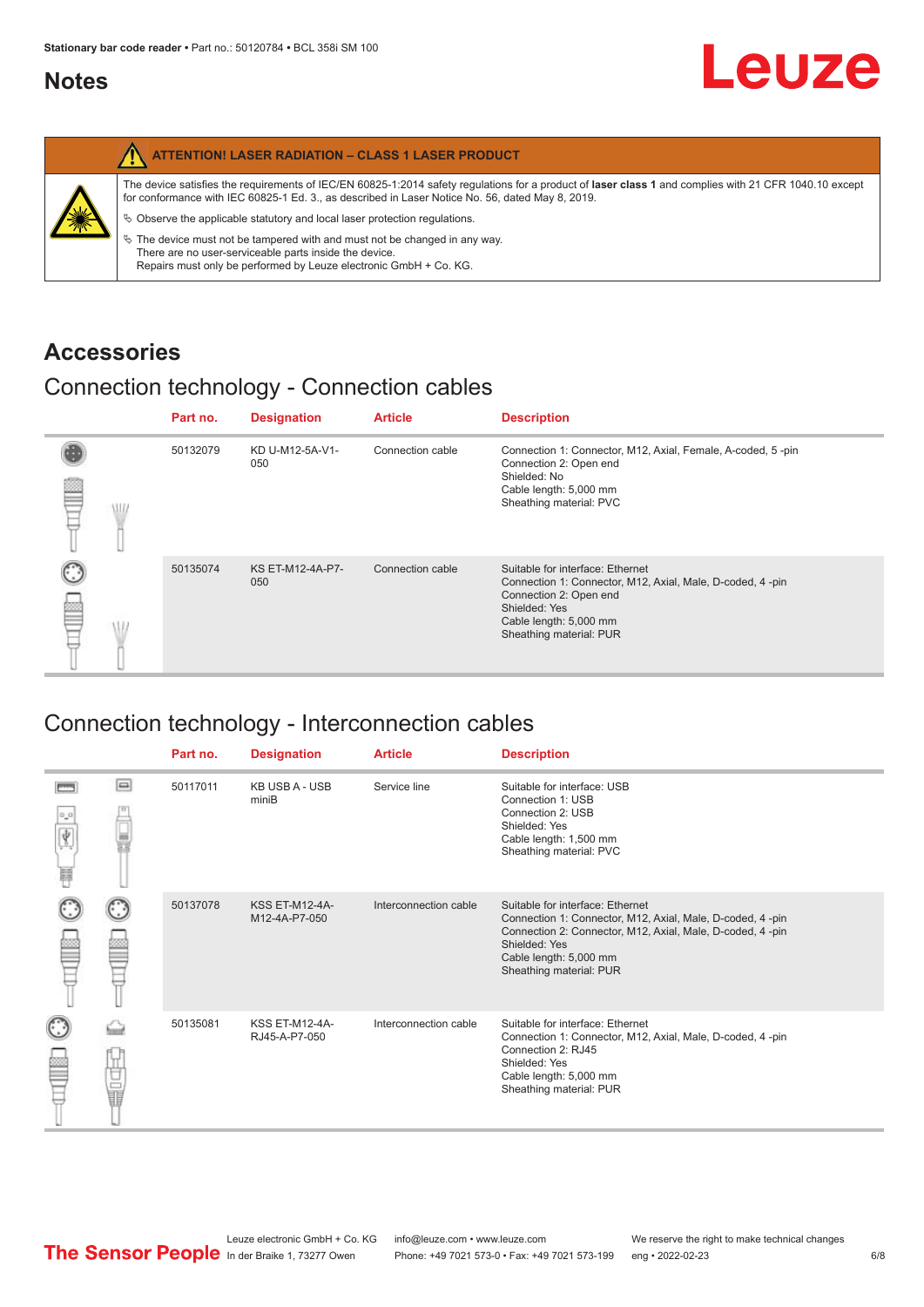## Notes

**ATTENTION! LASER RADIATION – CLASS 1 LASER PRODUCT**

The device satisfies the requirements of IEC/EN 60825-1:2014 safety regulations for a product of **laser class 1** and complies with 21 CFR 1040.10 except for conformance with IEC 60825-1 Ed. 3., as described in Laser Notice No. 56, dated May 8, 2019.

- Observe the applicable statutory and local laser protection regulations.
- The device must not be tampered with and must not be changed in any way. There are no user-serviceable parts inside the device. Repairs must only be performed by Leuze electronic GmbH + Co. KG.

# Accessories

## Connection technology - Connection cables

| Part no. | Designation | Article | Description |
|---|---|---|---|
| 50132079 | KD U-M12-5A-V1-050 | Connection cable | Connection 1: Connector, M12, Axial, Female, A-coded, 5 -pin<br>Connection 2: Open end<br>Shielded: No<br>Cable length: 5,000 mm<br>Sheathing material: PVC |
| 50135074 | KS ET-M12-4A-P7-050 | Connection cable | Suitable for interface: Ethernet<br>Connection 1: Connector, M12, Axial, Male, D-coded, 4 -pin<br>Connection 2: Open end<br>Shielded: Yes<br>Cable length: 5,000 mm<br>Sheathing material: PUR |

## Connection technology - Interconnection cables

| Part no. | Designation | Article | Description |
|---|---|---|---|
| 50117011 | KB USB A - USB miniB | Service line | Suitable for interface: USB<br>Connection 1: USB<br>Connection 2: USB<br>Shielded: Yes<br>Cable length: 1,500 mm<br>Sheathing material: PVC |
| 50137078 | KSS ET-M12-4A-M12-4A-P7-050 | Interconnection cable | Suitable for interface: Ethernet<br>Connection 1: Connector, M12, Axial, Male, D-coded, 4 -pin<br>Connection 2: Connector, M12, Axial, Male, D-coded, 4 -pin<br>Shielded: Yes<br>Cable length: 5,000 mm<br>Sheathing material: PUR |
| 50135081 | KSS ET-M12-4A-RJ45-A-P7-050 | Interconnection cable | Suitable for interface: Ethernet<br>Connection 1: Connector, M12, Axial, Male, D-coded, 4 -pin<br>Connection 2: RJ45<br>Shielded: Yes<br>Cable length: 5,000 mm<br>Sheathing material: PUR |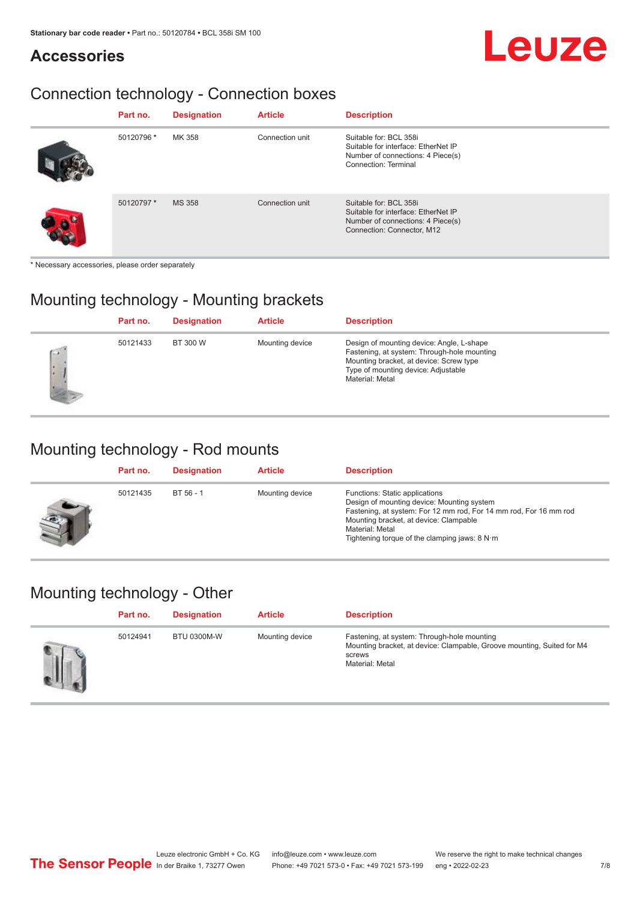## Accessories

### Connection technology - Connection boxes

| Part no. | Designation | Article | Description |
|---|---|---|---|
| 50120796 * | MK 358 | Connection unit | Suitable for: BCL 358i<br>Suitable for interface: EtherNet IP<br>Number of connections: 4 Piece(s)<br>Connection: Terminal |
| 50120797 * | MS 358 | Connection unit | Suitable for: BCL 358i<br>Suitable for interface: EtherNet IP<br>Number of connections: 4 Piece(s)<br>Connection: Connector, M12 |

* Necessary accessories, please order separately

### Mounting technology - Mounting brackets

| Part no. | Designation | Article | Description |
|---|---|---|---|
| 50121433 | BT 300 W | Mounting device | Design of mounting device: Angle, L-shape<br>Fastening, at system: Through-hole mounting<br>Mounting bracket, at device: Screw type<br>Type of mounting device: Adjustable<br>Material: Metal |

### Mounting technology - Rod mounts

| Part no. | Designation | Article | Description |
|---|---|---|---|
| 50121435 | BT 56 - 1 | Mounting device | Functions: Static applications<br>Design of mounting device: Mounting system<br>Fastening, at system: For 12 mm rod, For 14 mm rod, For 16 mm rod<br>Mounting bracket, at device: Clampable<br>Material: Metal<br>Tightening torque of the clamping jaws: 8 N·m |

### Mounting technology - Other

| Part no. | Designation | Article | Description |
|---|---|---|---|
| 50124941 | BTU 0300M-W | Mounting device | Fastening, at system: Through-hole mounting<br>Mounting bracket, at device: Clampable, Groove mounting, Suited for M4 screws<br>Material: Metal |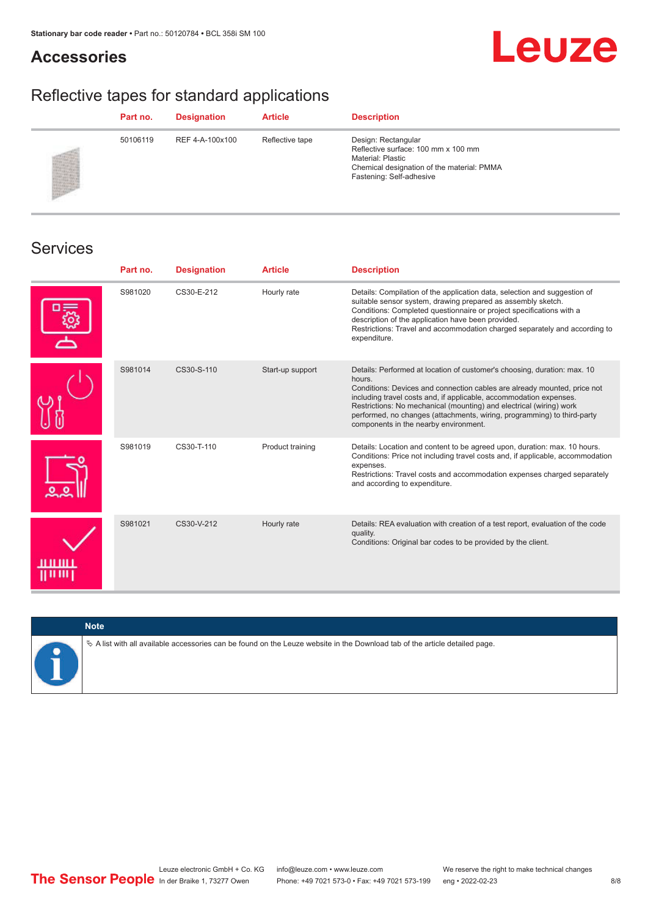## Accessories

# Reflective tapes for standard applications

| | Part no. | Designation | Article | Description |
|---|---|---|---|---|
| | 50106119 | REF 4-A-100x100 | Reflective tape | Design: Rectangular<br>Reflective surface: 100 mm x 100 mm<br>Material: Plastic<br>Chemical designation of the material: PMMA<br>Fastening: Self-adhesive |

# Services

| | Part no. | Designation | Article | Description |
|---|---|---|---|---|
| | S981020 | CS30-E-212 | Hourly rate | Details: Compilation of the application data, selection and suggestion of suitable sensor system, drawing prepared as assembly sketch.<br>Conditions: Completed questionnaire or project specifications with a description of the application have been provided.<br>Restrictions: Travel and accommodation charged separately and according to expenditure. |
| | S981014 | CS30-S-110 | Start-up support | Details: Performed at location of customer's choosing, duration: max. 10 hours.<br>Conditions: Devices and connection cables are already mounted, price not including travel costs and, if applicable, accommodation expenses.<br>Restrictions: No mechanical (mounting) and electrical (wiring) work performed, no changes (attachments, wiring, programming) to third-party components in the nearby environment. |
| | S981019 | CS30-T-110 | Product training | Details: Location and content to be agreed upon, duration: max. 10 hours.<br>Conditions: Price not including travel costs and, if applicable, accommodation expenses.<br>Restrictions: Travel costs and accommodation expenses charged separately and according to expenditure. |
| | S981021 | CS30-V-212 | Hourly rate | Details: REA evaluation with creation of a test report, evaluation of the code quality.<br>Conditions: Original bar codes to be provided by the client. |

**Note**

↳ A list with all available accessories can be found on the Leuze website in the Download tab of the article detailed page.